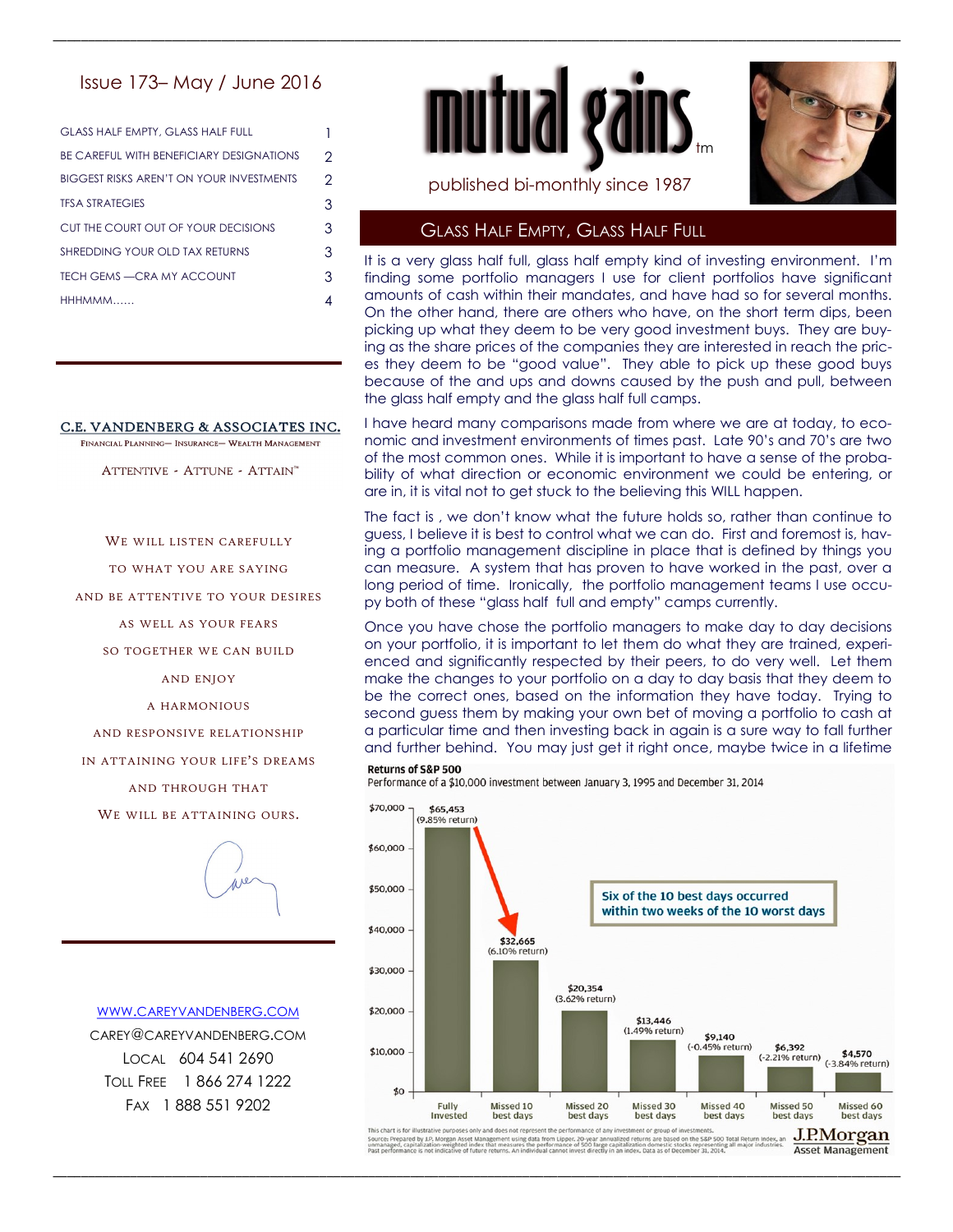# mutual gains™

published bi-monthly since 1987

## Issue 173– May / June 2016

| | |
|---|---|
| GLASS HALF EMPTY, GLASS HALF FULL | 1 |
| BE CAREFUL WITH BENEFICIARY DESIGNATIONS | 2 |
| BIGGEST RISKS AREN'T ON YOUR INVESTMENTS | 2 |
| TFSA STRATEGIES | 3 |
| CUT THE COURT OUT OF YOUR DECISIONS | 3 |
| SHREDDING YOUR OLD TAX RETURNS | 3 |
| TECH GEMS —CRA MY ACCOUNT | 3 |
| HHHMMM...... | 4 |

**C.E. VANDENBERG & ASSOCIATES INC.**

Financial Planning— Insurance— Wealth Management

Attentive - Attune - Attain™

We will listen carefully
to what you are saying
and be attentive to your desires
as well as your fears
so together we can build
and enjoy
a harmonious
and responsive relationship
in attaining your life's dreams
and through that
we will be attaining ours.

WWW.CAREYVANDENBERG.COM

CAREY@CAREYVANDENBERG.COM

Local 604 541 2690

Toll Free 1 866 274 1222

Fax 1 888 551 9202

## Glass Half Empty, Glass Half Full

It is a very glass half full, glass half empty kind of investing environment. I'm finding some portfolio managers I use for client portfolios have significant amounts of cash within their mandates, and have had so for several months. On the other hand, there are others who have, on the short term dips, been picking up what they deem to be very good investment buys. They are buying as the share prices of the companies they are interested in reach the prices they deem to be "good value". They able to pick up these good buys because of the and ups and downs caused by the push and pull, between the glass half empty and the glass half full camps.

I have heard many comparisons made from where we are at today, to economic and investment environments of times past. Late 90's and 70's are two of the most common ones. While it is important to have a sense of the probability of what direction or economic environment we could be entering, or are in, it is vital not to get stuck to the believing this WILL happen.

The fact is , we don't know what the future holds so, rather than continue to guess, I believe it is best to control what we can do. First and foremost is, having a portfolio management discipline in place that is defined by things you can measure. A system that has proven to have worked in the past, over a long period of time. Ironically, the portfolio management teams I use occupy both of these "glass half full and empty" camps currently.

Once you have chose the portfolio managers to make day to day decisions on your portfolio, it is important to let them do what they are trained, experienced and significantly respected by their peers, to do very well. Let them make the changes to your portfolio on a day to day basis that they deem to be the correct ones, based on the information they have today. Trying to second guess them by making your own bet of moving a portfolio to cash at a particular time and then investing back in again is a sure way to fall further and further behind. You may just get it right once, maybe twice in a lifetime

**Returns of S&P 500**

Performance of a $10,000 investment between January 3, 1995 and December 31, 2014

| | Value | Return |
|---|---|---|
| Fully Invested | $65,453 | 9.85% return |
| Missed 10 best days | $32,665 | 6.10% return |
| Missed 20 best days | $20,354 | 3.62% return |
| Missed 30 best days | $13,446 | 1.49% return |
| Missed 40 best days | $9,140 | -0.45% return |
| Missed 50 best days | $6,392 | -2.21% return |
| Missed 60 best days | $4,570 | -3.84% return |

Six of the 10 best days occurred within two weeks of the 10 worst days

This chart is for illustrative purposes only and does not represent the performance of any investment or group of investments.
Source: Prepared by J.P. Morgan Asset Management using data from Lipper. 20-year annualized returns are based on the S&P 500 Total Return Index, an unmanaged, capitalization-weighted index that measures the performance of 500 large capitalization domestic stocks representing all major industries. Past performance is not indicative of future returns. An individual cannot invest directly in an index. Data as of December 31, 2014.

J.P.Morgan Asset Management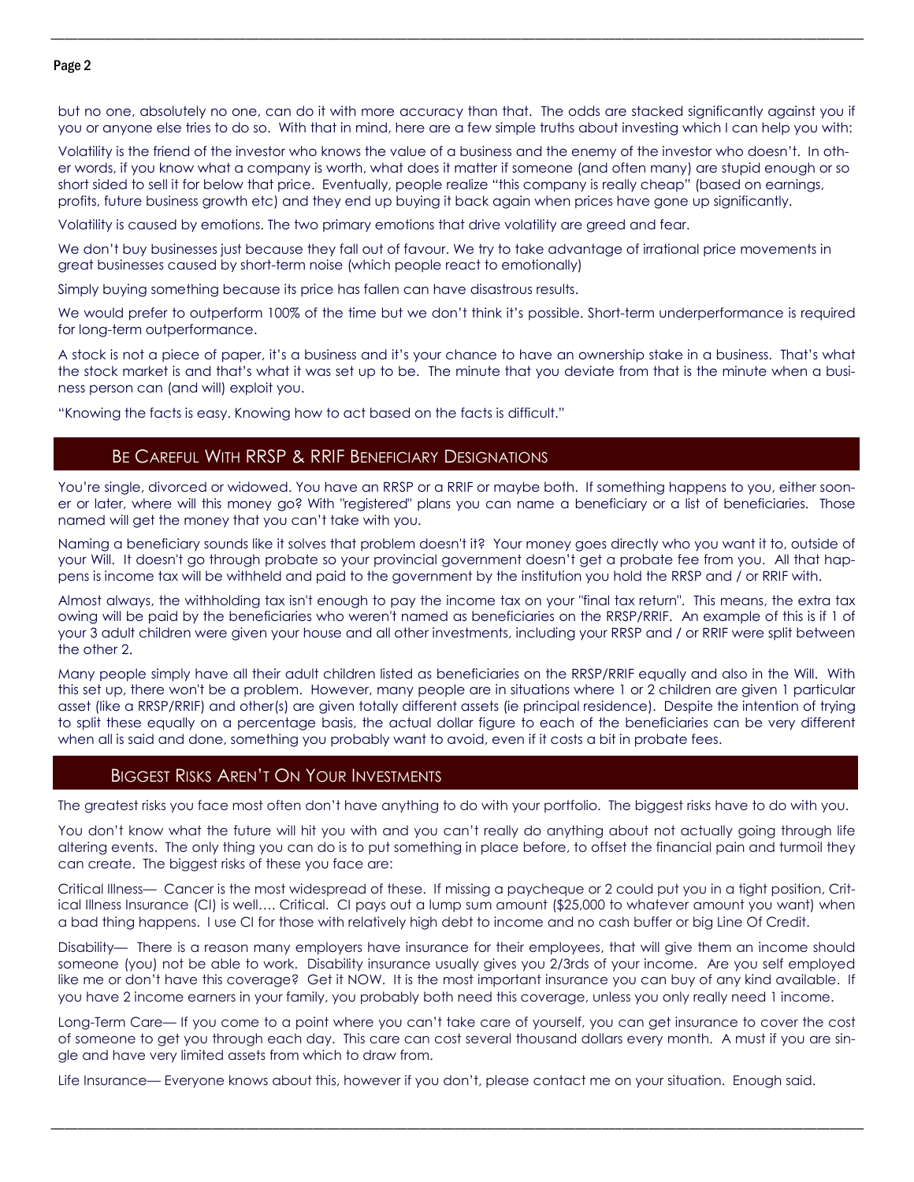but no one, absolutely no one, can do it with more accuracy than that. The odds are stacked significantly against you if you or anyone else tries to do so. With that in mind, here are a few simple truths about investing which I can help you with:

Volatility is the friend of the investor who knows the value of a business and the enemy of the investor who doesn't. In other words, if you know what a company is worth, what does it matter if someone (and often many) are stupid enough or so short sided to sell it for below that price. Eventually, people realize "this company is really cheap" (based on earnings, profits, future business growth etc) and they end up buying it back again when prices have gone up significantly.

Volatility is caused by emotions. The two primary emotions that drive volatility are greed and fear.

We don't buy businesses just because they fall out of favour. We try to take advantage of irrational price movements in great businesses caused by short-term noise (which people react to emotionally)

Simply buying something because its price has fallen can have disastrous results.

We would prefer to outperform 100% of the time but we don't think it's possible. Short-term underperformance is required for long-term outperformance.

A stock is not a piece of paper, it's a business and it's your chance to have an ownership stake in a business. That's what the stock market is and that's what it was set up to be. The minute that you deviate from that is the minute when a business person can (and will) exploit you.

"Knowing the facts is easy. Knowing how to act based on the facts is difficult."

## Be Careful With RRSP & RRIF Beneficiary Designations

You're single, divorced or widowed. You have an RRSP or a RRIF or maybe both. If something happens to you, either sooner or later, where will this money go? With "registered" plans you can name a beneficiary or a list of beneficiaries. Those named will get the money that you can't take with you.

Naming a beneficiary sounds like it solves that problem doesn't it? Your money goes directly who you want it to, outside of your Will. It doesn't go through probate so your provincial government doesn't get a probate fee from you. All that happens is income tax will be withheld and paid to the government by the institution you hold the RRSP and / or RRIF with.

Almost always, the withholding tax isn't enough to pay the income tax on your "final tax return". This means, the extra tax owing will be paid by the beneficiaries who weren't named as beneficiaries on the RRSP/RRIF. An example of this is if 1 of your 3 adult children were given your house and all other investments, including your RRSP and / or RRIF were split between the other 2.

Many people simply have all their adult children listed as beneficiaries on the RRSP/RRIF equally and also in the Will. With this set up, there won't be a problem. However, many people are in situations where 1 or 2 children are given 1 particular asset (like a RRSP/RRIF) and other(s) are given totally different assets (ie principal residence). Despite the intention of trying to split these equally on a percentage basis, the actual dollar figure to each of the beneficiaries can be very different when all is said and done, something you probably want to avoid, even if it costs a bit in probate fees.

## Biggest Risks Aren't On Your Investments

The greatest risks you face most often don't have anything to do with your portfolio. The biggest risks have to do with you.

You don't know what the future will hit you with and you can't really do anything about not actually going through life altering events. The only thing you can do is to put something in place before, to offset the financial pain and turmoil they can create. The biggest risks of these you face are:

Critical Illness— Cancer is the most widespread of these. If missing a paycheque or 2 could put you in a tight position, Critical Illness Insurance (CI) is well…. Critical. CI pays out a lump sum amount ($25,000 to whatever amount you want) when a bad thing happens. I use CI for those with relatively high debt to income and no cash buffer or big Line Of Credit.

Disability— There is a reason many employers have insurance for their employees, that will give them an income should someone (you) not be able to work. Disability insurance usually gives you 2/3rds of your income. Are you self employed like me or don't have this coverage? Get it NOW. It is the most important insurance you can buy of any kind available. If you have 2 income earners in your family, you probably both need this coverage, unless you only really need 1 income.

Long-Term Care— If you come to a point where you can't take care of yourself, you can get insurance to cover the cost of someone to get you through each day. This care can cost several thousand dollars every month. A must if you are single and have very limited assets from which to draw from.

Life Insurance— Everyone knows about this, however if you don't, please contact me on your situation. Enough said.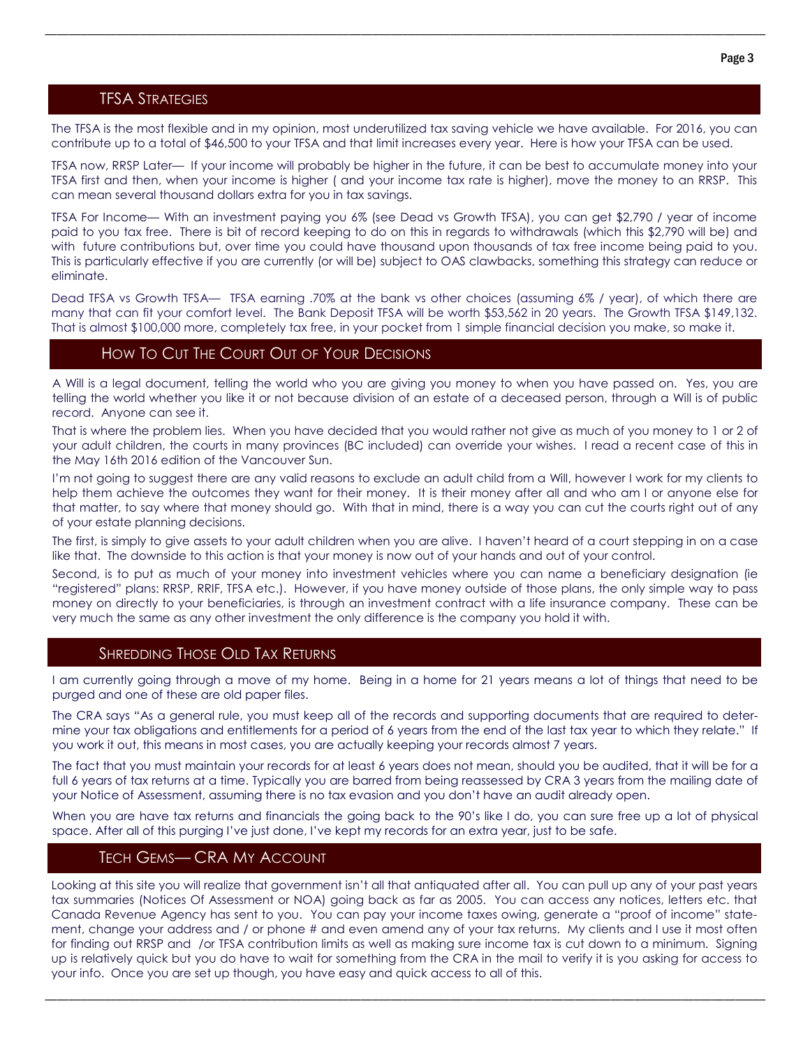## TFSA Strategies

The TFSA is the most flexible and in my opinion, most underutilized tax saving vehicle we have available. For 2016, you can contribute up to a total of $46,500 to your TFSA and that limit increases every year. Here is how your TFSA can be used.

TFSA now, RRSP Later— If your income will probably be higher in the future, it can be best to accumulate money into your TFSA first and then, when your income is higher ( and your income tax rate is higher), move the money to an RRSP. This can mean several thousand dollars extra for you in tax savings.

TFSA For Income— With an investment paying you 6% (see Dead vs Growth TFSA), you can get $2,790 / year of income paid to you tax free. There is bit of record keeping to do on this in regards to withdrawals (which this $2,790 will be) and with future contributions but, over time you could have thousand upon thousands of tax free income being paid to you. This is particularly effective if you are currently (or will be) subject to OAS clawbacks, something this strategy can reduce or eliminate.

Dead TFSA vs Growth TFSA— TFSA earning .70% at the bank vs other choices (assuming 6% / year), of which there are many that can fit your comfort level. The Bank Deposit TFSA will be worth $53,562 in 20 years. The Growth TFSA $149,132. That is almost $100,000 more, completely tax free, in your pocket from 1 simple financial decision you make, so make it.

## How To Cut The Court Out of Your Decisions

A Will is a legal document, telling the world who you are giving you money to when you have passed on. Yes, you are telling the world whether you like it or not because division of an estate of a deceased person, through a Will is of public record. Anyone can see it.

That is where the problem lies. When you have decided that you would rather not give as much of you money to 1 or 2 of your adult children, the courts in many provinces (BC included) can override your wishes. I read a recent case of this in the May 16th 2016 edition of the Vancouver Sun.

I'm not going to suggest there are any valid reasons to exclude an adult child from a Will, however I work for my clients to help them achieve the outcomes they want for their money. It is their money after all and who am I or anyone else for that matter, to say where that money should go. With that in mind, there is a way you can cut the courts right out of any of your estate planning decisions.

The first, is simply to give assets to your adult children when you are alive. I haven't heard of a court stepping in on a case like that. The downside to this action is that your money is now out of your hands and out of your control.

Second, is to put as much of your money into investment vehicles where you can name a beneficiary designation (ie "registered" plans: RRSP, RRIF, TFSA etc.). However, if you have money outside of those plans, the only simple way to pass money on directly to your beneficiaries, is through an investment contract with a life insurance company. These can be very much the same as any other investment the only difference is the company you hold it with.

## Shredding Those Old Tax Returns

I am currently going through a move of my home. Being in a home for 21 years means a lot of things that need to be purged and one of these are old paper files.

The CRA says "As a general rule, you must keep all of the records and supporting documents that are required to determine your tax obligations and entitlements for a period of 6 years from the end of the last tax year to which they relate." If you work it out, this means in most cases, you are actually keeping your records almost 7 years.

The fact that you must maintain your records for at least 6 years does not mean, should you be audited, that it will be for a full 6 years of tax returns at a time. Typically you are barred from being reassessed by CRA 3 years from the mailing date of your Notice of Assessment, assuming there is no tax evasion and you don't have an audit already open.

When you are have tax returns and financials the going back to the 90's like I do, you can sure free up a lot of physical space. After all of this purging I've just done, I've kept my records for an extra year, just to be safe.

## Tech Gems— CRA My Account

Looking at this site you will realize that government isn't all that antiquated after all. You can pull up any of your past years tax summaries (Notices Of Assessment or NOA) going back as far as 2005. You can access any notices, letters etc. that Canada Revenue Agency has sent to you. You can pay your income taxes owing, generate a "proof of income" statement, change your address and / or phone # and even amend any of your tax returns. My clients and I use it most often for finding out RRSP and /or TFSA contribution limits as well as making sure income tax is cut down to a minimum. Signing up is relatively quick but you do have to wait for something from the CRA in the mail to verify it is you asking for access to your info. Once you are set up though, you have easy and quick access to all of this.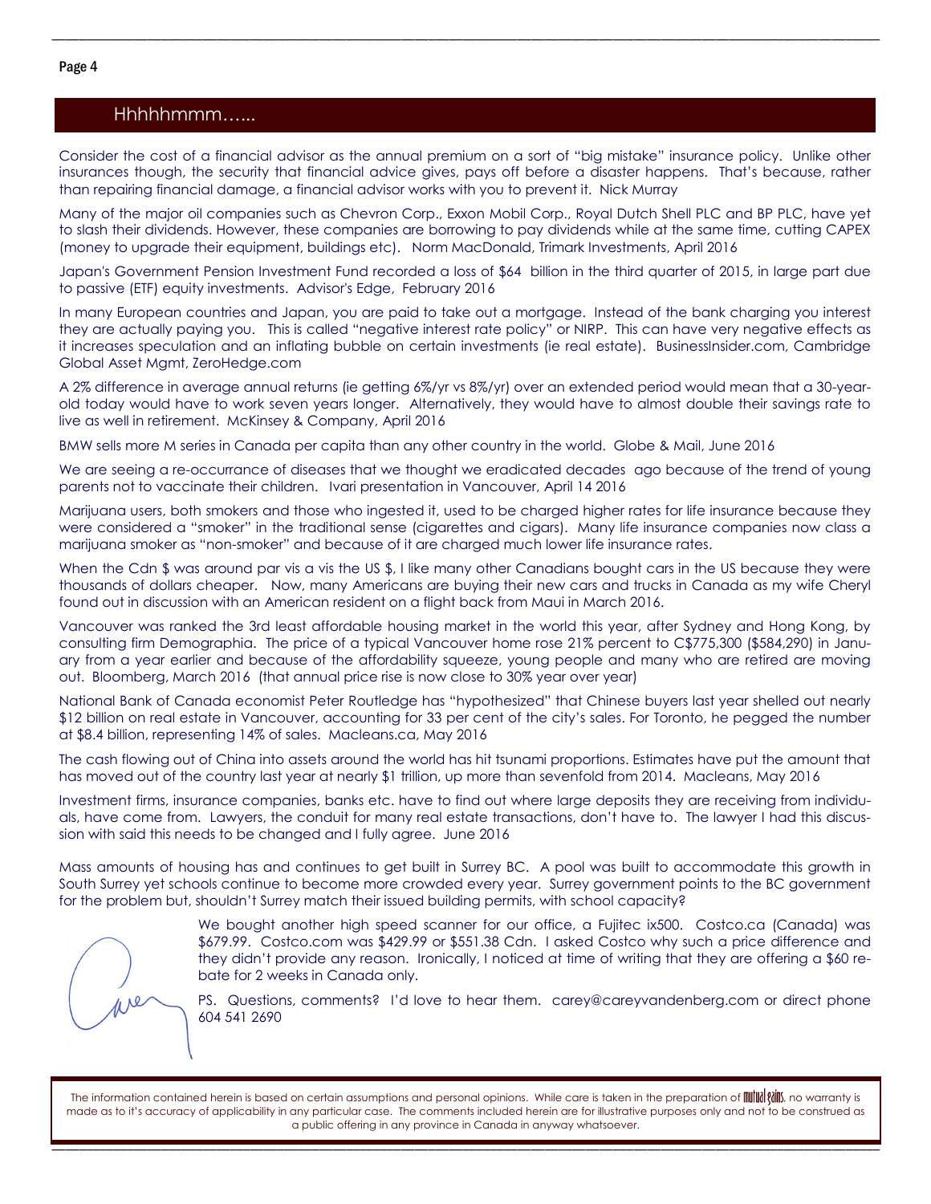## Hhhhhmmm…...

Consider the cost of a financial advisor as the annual premium on a sort of "big mistake" insurance policy. Unlike other insurances though, the security that financial advice gives, pays off before a disaster happens. That's because, rather than repairing financial damage, a financial advisor works with you to prevent it. Nick Murray

Many of the major oil companies such as Chevron Corp., Exxon Mobil Corp., Royal Dutch Shell PLC and BP PLC, have yet to slash their dividends. However, these companies are borrowing to pay dividends while at the same time, cutting CAPEX (money to upgrade their equipment, buildings etc). Norm MacDonald, Trimark Investments, April 2016

Japan's Government Pension Investment Fund recorded a loss of $64 billion in the third quarter of 2015, in large part due to passive (ETF) equity investments. Advisor's Edge, February 2016

In many European countries and Japan, you are paid to take out a mortgage. Instead of the bank charging you interest they are actually paying you. This is called "negative interest rate policy" or NIRP. This can have very negative effects as it increases speculation and an inflating bubble on certain investments (ie real estate). BusinessInsider.com, Cambridge Global Asset Mgmt, ZeroHedge.com

A 2% difference in average annual returns (ie getting 6%/yr vs 8%/yr) over an extended period would mean that a 30-year-old today would have to work seven years longer. Alternatively, they would have to almost double their savings rate to live as well in retirement. McKinsey & Company, April 2016

BMW sells more M series in Canada per capita than any other country in the world. Globe & Mail, June 2016

We are seeing a re-occurrance of diseases that we thought we eradicated decades ago because of the trend of young parents not to vaccinate their children. Ivari presentation in Vancouver, April 14 2016

Marijuana users, both smokers and those who ingested it, used to be charged higher rates for life insurance because they were considered a "smoker" in the traditional sense (cigarettes and cigars). Many life insurance companies now class a marijuana smoker as "non-smoker" and because of it are charged much lower life insurance rates.

When the Cdn $ was around par vis a vis the US $, I like many other Canadians bought cars in the US because they were thousands of dollars cheaper. Now, many Americans are buying their new cars and trucks in Canada as my wife Cheryl found out in discussion with an American resident on a flight back from Maui in March 2016.

Vancouver was ranked the 3rd least affordable housing market in the world this year, after Sydney and Hong Kong, by consulting firm Demographia. The price of a typical Vancouver home rose 21% percent to C$775,300 ($584,290) in January from a year earlier and because of the affordability squeeze, young people and many who are retired are moving out. Bloomberg, March 2016 (that annual price rise is now close to 30% year over year)

National Bank of Canada economist Peter Routledge has "hypothesized" that Chinese buyers last year shelled out nearly $12 billion on real estate in Vancouver, accounting for 33 per cent of the city's sales. For Toronto, he pegged the number at $8.4 billion, representing 14% of sales. Macleans.ca, May 2016

The cash flowing out of China into assets around the world has hit tsunami proportions. Estimates have put the amount that has moved out of the country last year at nearly $1 trillion, up more than sevenfold from 2014. Macleans, May 2016

Investment firms, insurance companies, banks etc. have to find out where large deposits they are receiving from individuals, have come from. Lawyers, the conduit for many real estate transactions, don't have to. The lawyer I had this discussion with said this needs to be changed and I fully agree. June 2016

Mass amounts of housing has and continues to get built in Surrey BC. A pool was built to accommodate this growth in South Surrey yet schools continue to become more crowded every year. Surrey government points to the BC government for the problem but, shouldn't Surrey match their issued building permits, with school capacity?

We bought another high speed scanner for our office, a Fujitec ix500. Costco.ca (Canada) was $679.99. Costco.com was $429.99 or $551.38 Cdn. I asked Costco why such a price difference and they didn't provide any reason. Ironically, I noticed at time of writing that they are offering a $60 rebate for 2 weeks in Canada only.

PS. Questions, comments? I'd love to hear them. carey@careyvandenberg.com or direct phone 604 541 2690

The information contained herein is based on certain assumptions and personal opinions. While care is taken in the preparation of mutual gains, no warranty is made as to it's accuracy of applicability in any particular case. The comments included herein are for illustrative purposes only and not to be construed as a public offering in any province in Canada in anyway whatsoever.